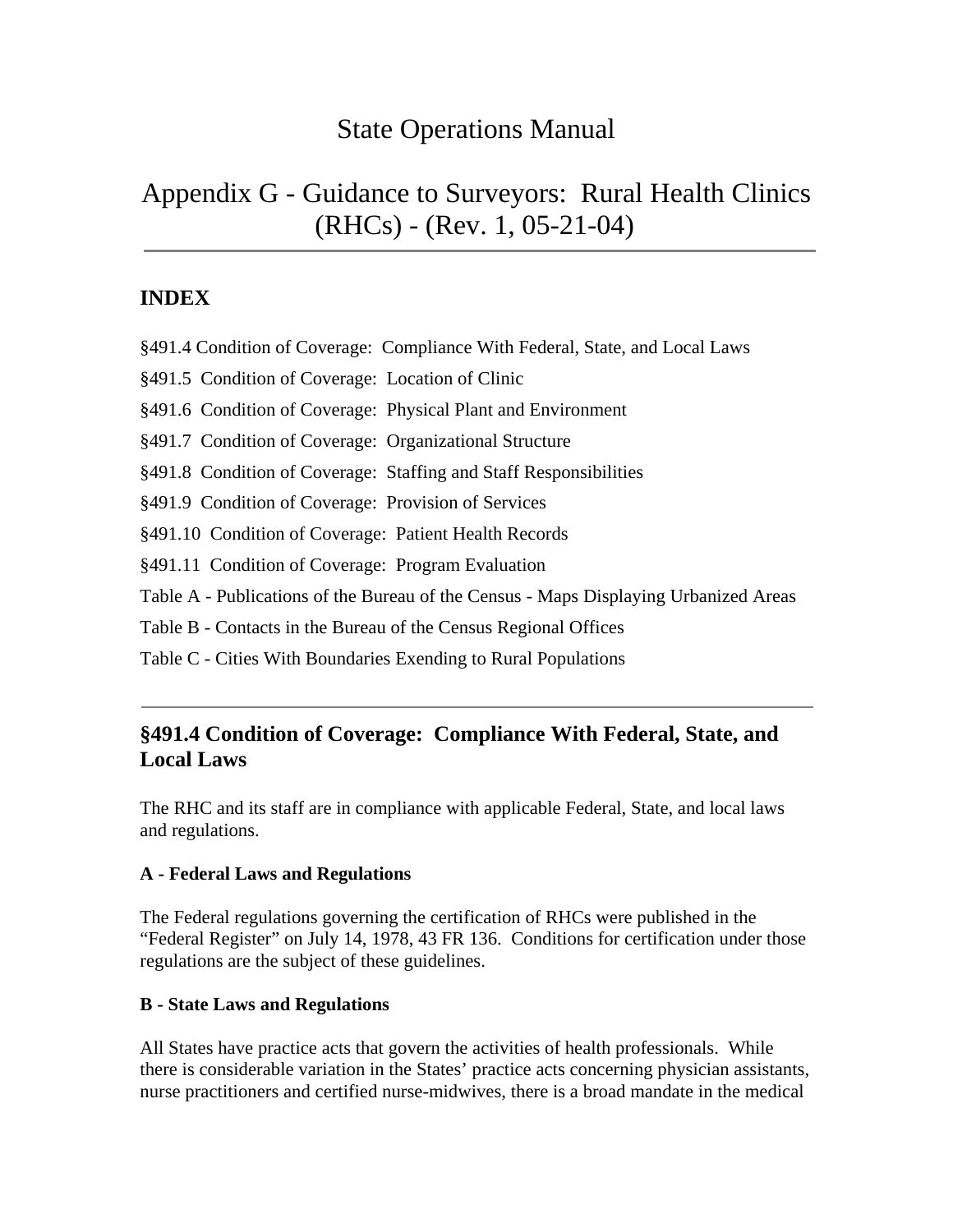# State Operations Manual

# Appendix G - Guidance to Surveyors: Rural Health Clinics (RHCs) - (Rev. 1, 05-21-04)

## INDEX

§491.4 Condition of Coverage: Compliance With Federal, State, and Local Laws

§491.5 Condition of Coverage: Location of Clinic

§491.6 Condition of Coverage: Physical Plant and Environment

§491.7 Condition of Coverage: Organizational Structure

§491.8 Condition of Coverage: Staffing and Staff Responsibilities

§491.9 Condition of Coverage: Provision of Services

§491.10 Condition of Coverage: Patient Health Records

§491.11 Condition of Coverage: Program Evaluation

Table A - Publications of the Bureau of the Census - Maps Displaying Urbanized Areas

Table B - Contacts in the Bureau of the Census Regional Offices

Table C - Cities With Boundaries Exending to Rural Populations

---

## §491.4 Condition of Coverage: Compliance With Federal, State, and Local Laws

The RHC and its staff are in compliance with applicable Federal, State, and local laws and regulations.

**A - Federal Laws and Regulations**

The Federal regulations governing the certification of RHCs were published in the "Federal Register" on July 14, 1978, 43 FR 136. Conditions for certification under those regulations are the subject of these guidelines.

**B - State Laws and Regulations**

All States have practice acts that govern the activities of health professionals. While there is considerable variation in the States' practice acts concerning physician assistants, nurse practitioners and certified nurse-midwives, there is a broad mandate in the medical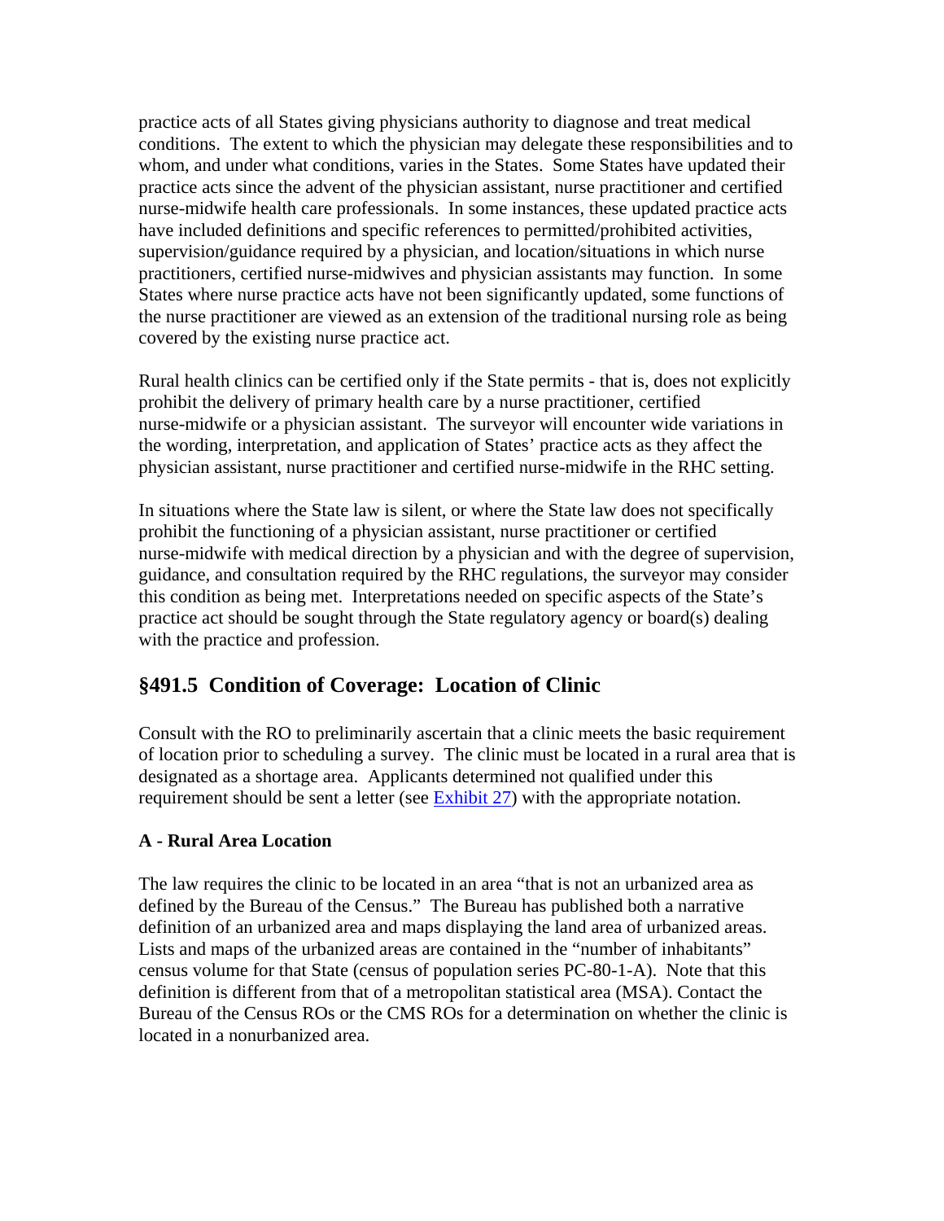practice acts of all States giving physicians authority to diagnose and treat medical conditions. The extent to which the physician may delegate these responsibilities and to whom, and under what conditions, varies in the States. Some States have updated their practice acts since the advent of the physician assistant, nurse practitioner and certified nurse-midwife health care professionals. In some instances, these updated practice acts have included definitions and specific references to permitted/prohibited activities, supervision/guidance required by a physician, and location/situations in which nurse practitioners, certified nurse-midwives and physician assistants may function. In some States where nurse practice acts have not been significantly updated, some functions of the nurse practitioner are viewed as an extension of the traditional nursing role as being covered by the existing nurse practice act.

Rural health clinics can be certified only if the State permits - that is, does not explicitly prohibit the delivery of primary health care by a nurse practitioner, certified nurse-midwife or a physician assistant. The surveyor will encounter wide variations in the wording, interpretation, and application of States' practice acts as they affect the physician assistant, nurse practitioner and certified nurse-midwife in the RHC setting.

In situations where the State law is silent, or where the State law does not specifically prohibit the functioning of a physician assistant, nurse practitioner or certified nurse-midwife with medical direction by a physician and with the degree of supervision, guidance, and consultation required by the RHC regulations, the surveyor may consider this condition as being met. Interpretations needed on specific aspects of the State's practice act should be sought through the State regulatory agency or board(s) dealing with the practice and profession.

## §491.5 Condition of Coverage: Location of Clinic

Consult with the RO to preliminarily ascertain that a clinic meets the basic requirement of location prior to scheduling a survey. The clinic must be located in a rural area that is designated as a shortage area. Applicants determined not qualified under this requirement should be sent a letter (see Exhibit 27) with the appropriate notation.

### A - Rural Area Location

The law requires the clinic to be located in an area "that is not an urbanized area as defined by the Bureau of the Census." The Bureau has published both a narrative definition of an urbanized area and maps displaying the land area of urbanized areas. Lists and maps of the urbanized areas are contained in the "number of inhabitants" census volume for that State (census of population series PC-80-1-A). Note that this definition is different from that of a metropolitan statistical area (MSA). Contact the Bureau of the Census ROs or the CMS ROs for a determination on whether the clinic is located in a nonurbanized area.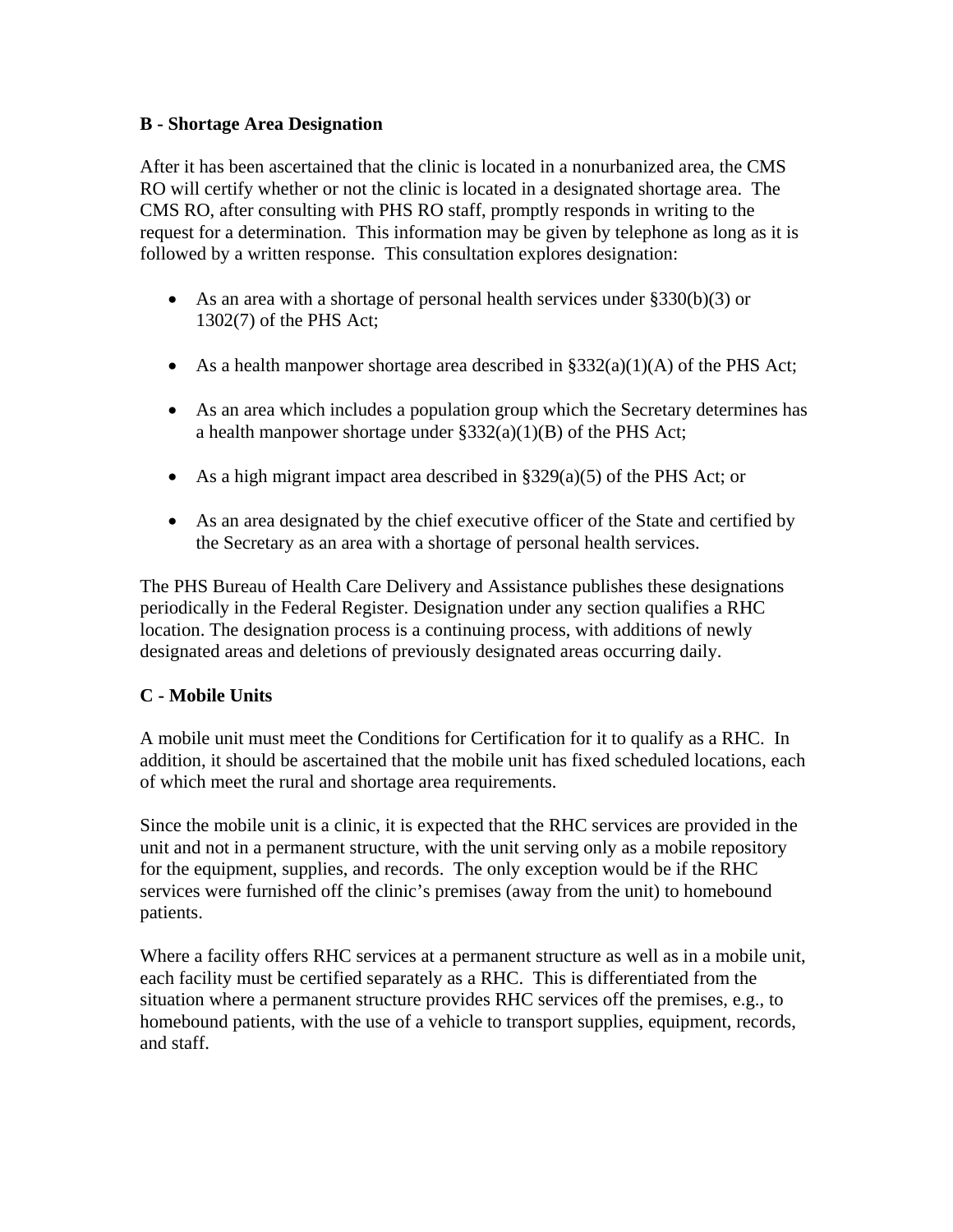**B - Shortage Area Designation**

After it has been ascertained that the clinic is located in a nonurbanized area, the CMS RO will certify whether or not the clinic is located in a designated shortage area. The CMS RO, after consulting with PHS RO staff, promptly responds in writing to the request for a determination. This information may be given by telephone as long as it is followed by a written response. This consultation explores designation:

- As an area with a shortage of personal health services under §330(b)(3) or 1302(7) of the PHS Act;
- As a health manpower shortage area described in §332(a)(1)(A) of the PHS Act;
- As an area which includes a population group which the Secretary determines has a health manpower shortage under §332(a)(1)(B) of the PHS Act;
- As a high migrant impact area described in §329(a)(5) of the PHS Act; or
- As an area designated by the chief executive officer of the State and certified by the Secretary as an area with a shortage of personal health services.

The PHS Bureau of Health Care Delivery and Assistance publishes these designations periodically in the Federal Register. Designation under any section qualifies a RHC location. The designation process is a continuing process, with additions of newly designated areas and deletions of previously designated areas occurring daily.

**C - Mobile Units**

A mobile unit must meet the Conditions for Certification for it to qualify as a RHC. In addition, it should be ascertained that the mobile unit has fixed scheduled locations, each of which meet the rural and shortage area requirements.

Since the mobile unit is a clinic, it is expected that the RHC services are provided in the unit and not in a permanent structure, with the unit serving only as a mobile repository for the equipment, supplies, and records. The only exception would be if the RHC services were furnished off the clinic's premises (away from the unit) to homebound patients.

Where a facility offers RHC services at a permanent structure as well as in a mobile unit, each facility must be certified separately as a RHC. This is differentiated from the situation where a permanent structure provides RHC services off the premises, e.g., to homebound patients, with the use of a vehicle to transport supplies, equipment, records, and staff.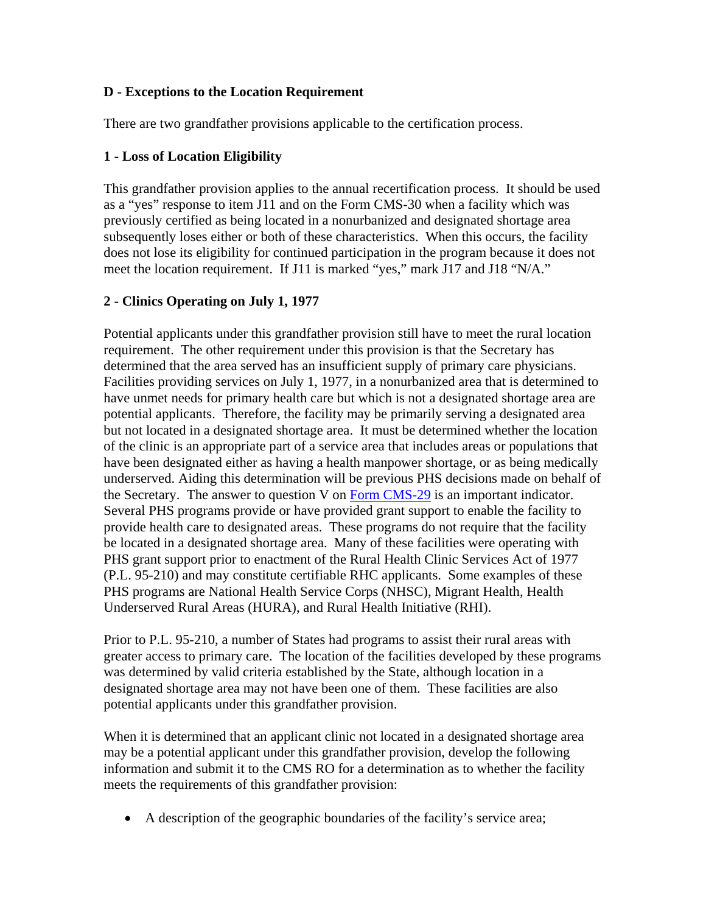### D - Exceptions to the Location Requirement

There are two grandfather provisions applicable to the certification process.

#### 1 - Loss of Location Eligibility

This grandfather provision applies to the annual recertification process. It should be used as a "yes" response to item J11 and on the Form CMS-30 when a facility which was previously certified as being located in a nonurbanized and designated shortage area subsequently loses either or both of these characteristics. When this occurs, the facility does not lose its eligibility for continued participation in the program because it does not meet the location requirement. If J11 is marked "yes," mark J17 and J18 "N/A."

#### 2 - Clinics Operating on July 1, 1977

Potential applicants under this grandfather provision still have to meet the rural location requirement. The other requirement under this provision is that the Secretary has determined that the area served has an insufficient supply of primary care physicians. Facilities providing services on July 1, 1977, in a nonurbanized area that is determined to have unmet needs for primary health care but which is not a designated shortage area are potential applicants. Therefore, the facility may be primarily serving a designated area but not located in a designated shortage area. It must be determined whether the location of the clinic is an appropriate part of a service area that includes areas or populations that have been designated either as having a health manpower shortage, or as being medically underserved. Aiding this determination will be previous PHS decisions made on behalf of the Secretary. The answer to question V on [Form CMS-29] is an important indicator. Several PHS programs provide or have provided grant support to enable the facility to provide health care to designated areas. These programs do not require that the facility be located in a designated shortage area. Many of these facilities were operating with PHS grant support prior to enactment of the Rural Health Clinic Services Act of 1977 (P.L. 95-210) and may constitute certifiable RHC applicants. Some examples of these PHS programs are National Health Service Corps (NHSC), Migrant Health, Health Underserved Rural Areas (HURA), and Rural Health Initiative (RHI).

Prior to P.L. 95-210, a number of States had programs to assist their rural areas with greater access to primary care. The location of the facilities developed by these programs was determined by valid criteria established by the State, although location in a designated shortage area may not have been one of them. These facilities are also potential applicants under this grandfather provision.

When it is determined that an applicant clinic not located in a designated shortage area may be a potential applicant under this grandfather provision, develop the following information and submit it to the CMS RO for a determination as to whether the facility meets the requirements of this grandfather provision:

- A description of the geographic boundaries of the facility's service area;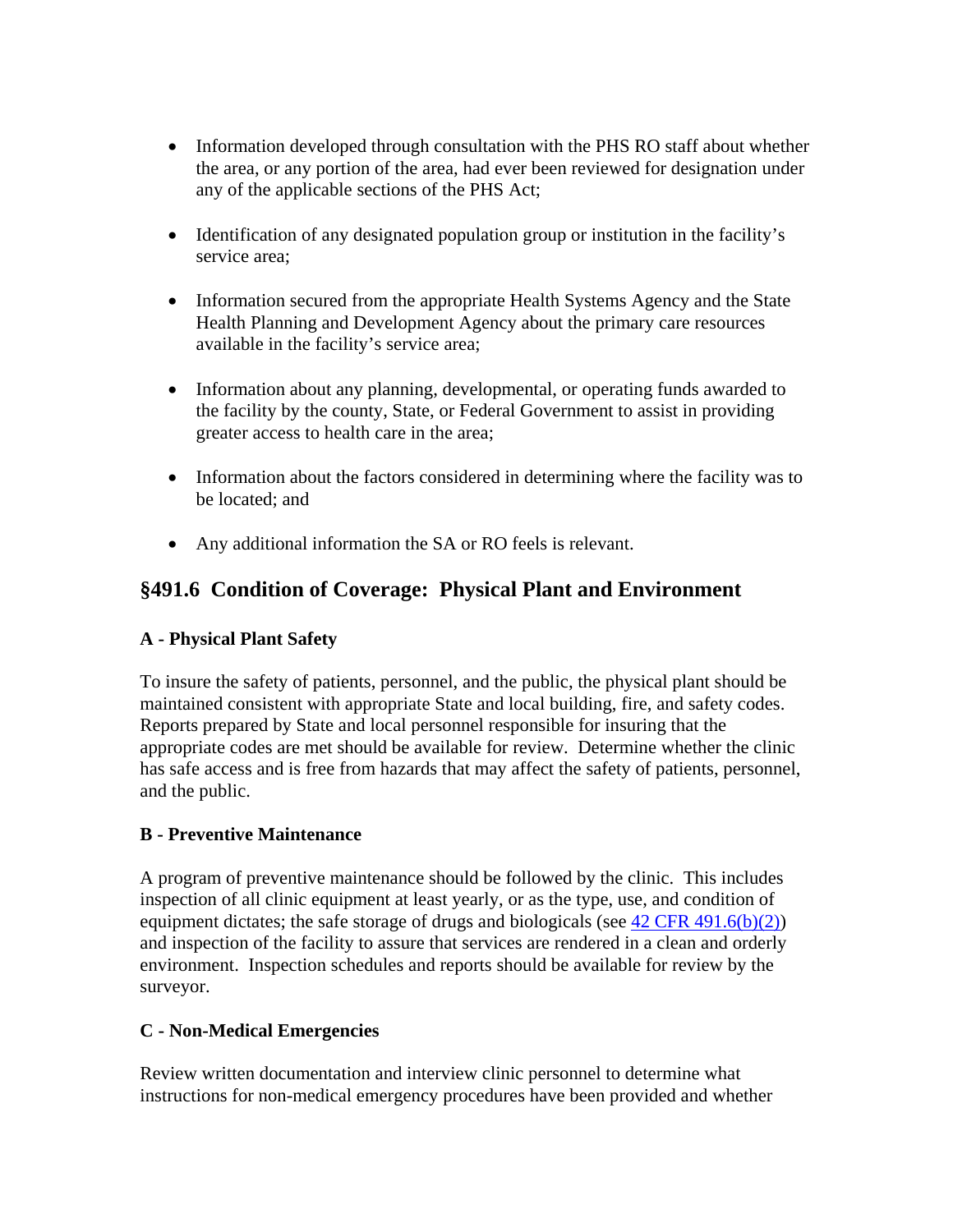- Information developed through consultation with the PHS RO staff about whether the area, or any portion of the area, had ever been reviewed for designation under any of the applicable sections of the PHS Act;
- Identification of any designated population group or institution in the facility's service area;
- Information secured from the appropriate Health Systems Agency and the State Health Planning and Development Agency about the primary care resources available in the facility's service area;
- Information about any planning, developmental, or operating funds awarded to the facility by the county, State, or Federal Government to assist in providing greater access to health care in the area;
- Information about the factors considered in determining where the facility was to be located; and
- Any additional information the SA or RO feels is relevant.

## §491.6 Condition of Coverage: Physical Plant and Environment

**A - Physical Plant Safety**

To insure the safety of patients, personnel, and the public, the physical plant should be maintained consistent with appropriate State and local building, fire, and safety codes. Reports prepared by State and local personnel responsible for insuring that the appropriate codes are met should be available for review. Determine whether the clinic has safe access and is free from hazards that may affect the safety of patients, personnel, and the public.

**B - Preventive Maintenance**

A program of preventive maintenance should be followed by the clinic. This includes inspection of all clinic equipment at least yearly, or as the type, use, and condition of equipment dictates; the safe storage of drugs and biologicals (see 42 CFR 491.6(b)(2)) and inspection of the facility to assure that services are rendered in a clean and orderly environment. Inspection schedules and reports should be available for review by the surveyor.

**C - Non-Medical Emergencies**

Review written documentation and interview clinic personnel to determine what instructions for non-medical emergency procedures have been provided and whether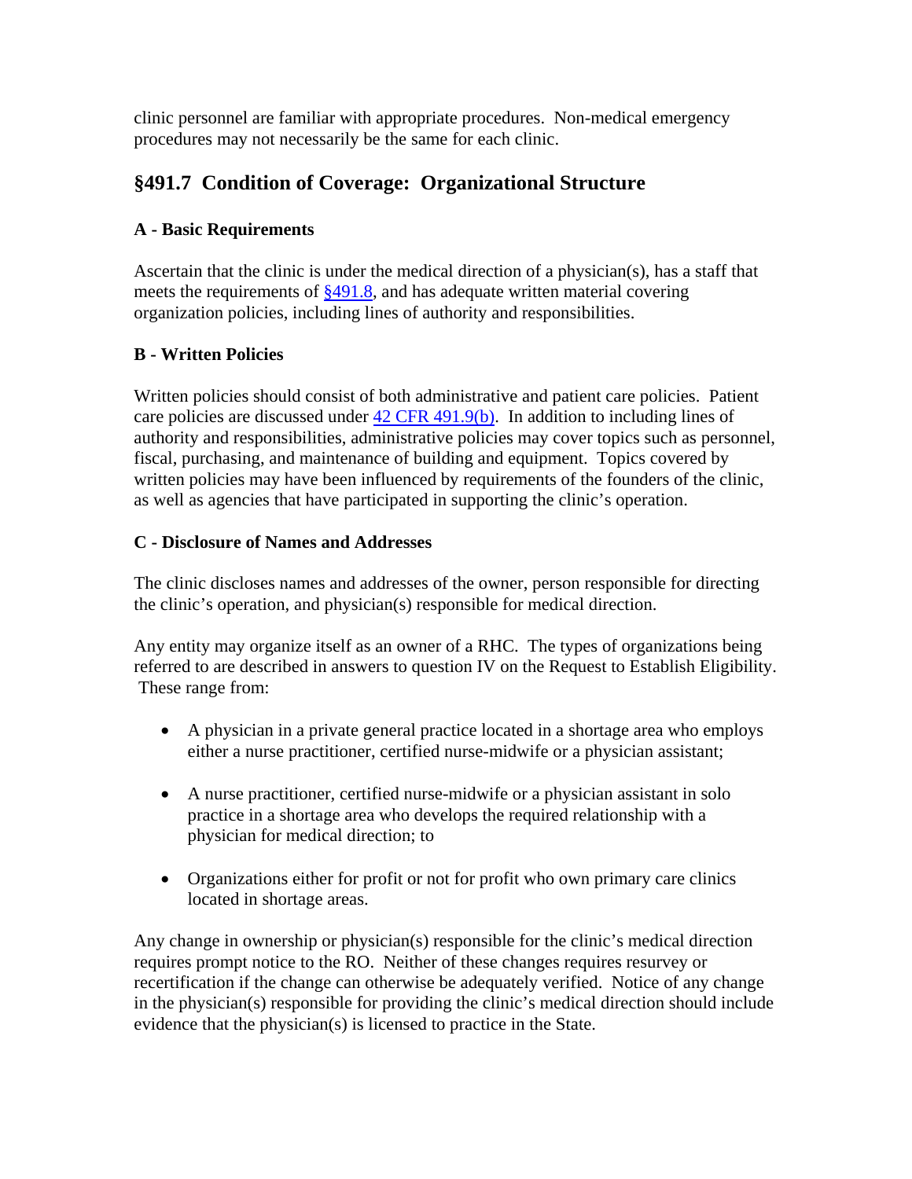clinic personnel are familiar with appropriate procedures. Non-medical emergency procedures may not necessarily be the same for each clinic.

## §491.7 Condition of Coverage: Organizational Structure

### A - Basic Requirements

Ascertain that the clinic is under the medical direction of a physician(s), has a staff that meets the requirements of §491.8, and has adequate written material covering organization policies, including lines of authority and responsibilities.

### B - Written Policies

Written policies should consist of both administrative and patient care policies. Patient care policies are discussed under 42 CFR 491.9(b). In addition to including lines of authority and responsibilities, administrative policies may cover topics such as personnel, fiscal, purchasing, and maintenance of building and equipment. Topics covered by written policies may have been influenced by requirements of the founders of the clinic, as well as agencies that have participated in supporting the clinic's operation.

### C - Disclosure of Names and Addresses

The clinic discloses names and addresses of the owner, person responsible for directing the clinic's operation, and physician(s) responsible for medical direction.

Any entity may organize itself as an owner of a RHC. The types of organizations being referred to are described in answers to question IV on the Request to Establish Eligibility. These range from:

- A physician in a private general practice located in a shortage area who employs either a nurse practitioner, certified nurse-midwife or a physician assistant;
- A nurse practitioner, certified nurse-midwife or a physician assistant in solo practice in a shortage area who develops the required relationship with a physician for medical direction; to
- Organizations either for profit or not for profit who own primary care clinics located in shortage areas.

Any change in ownership or physician(s) responsible for the clinic's medical direction requires prompt notice to the RO. Neither of these changes requires resurvey or recertification if the change can otherwise be adequately verified. Notice of any change in the physician(s) responsible for providing the clinic's medical direction should include evidence that the physician(s) is licensed to practice in the State.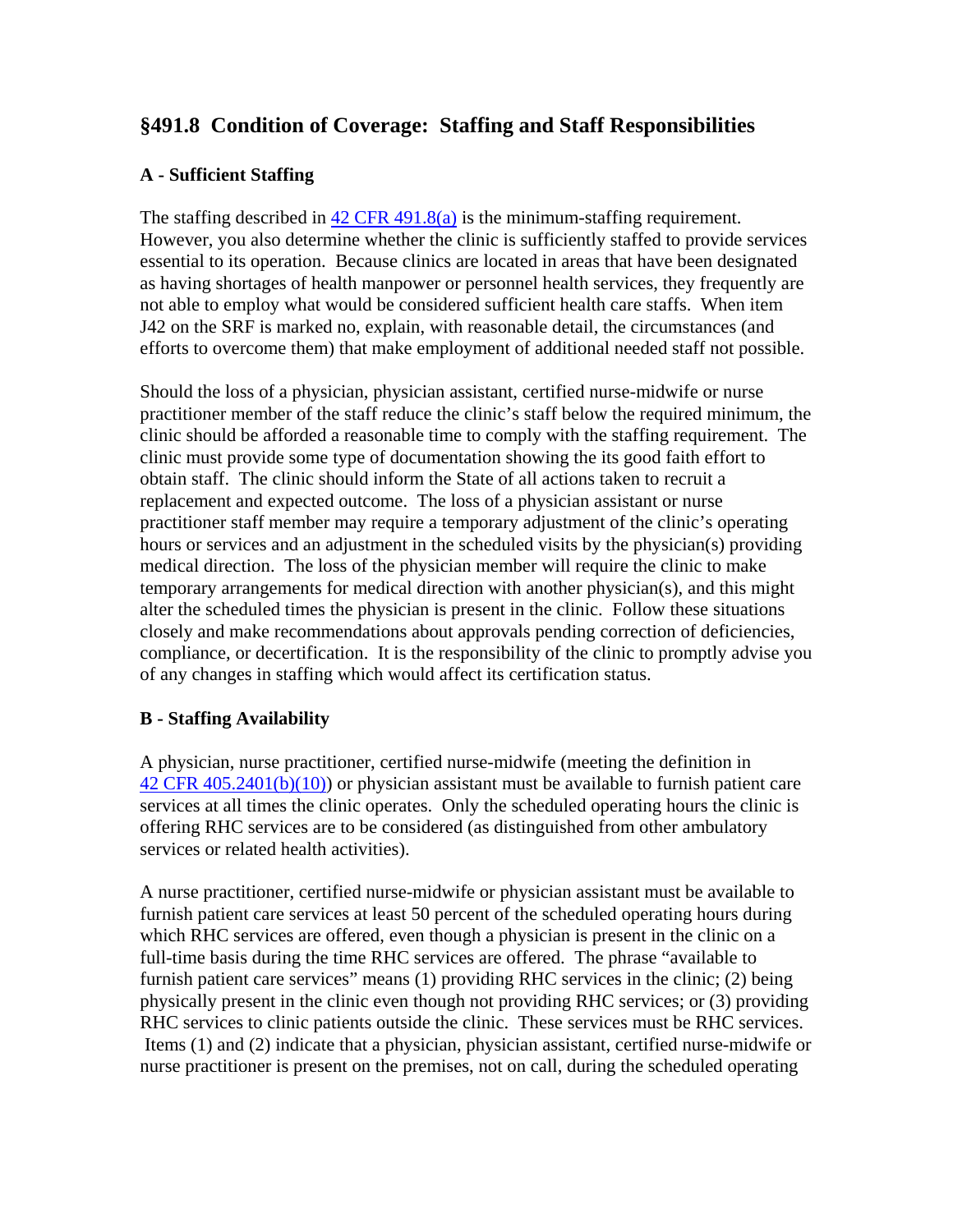## §491.8 Condition of Coverage: Staffing and Staff Responsibilities

### A - Sufficient Staffing

The staffing described in [42 CFR 491.8(a)]() is the minimum-staffing requirement. However, you also determine whether the clinic is sufficiently staffed to provide services essential to its operation. Because clinics are located in areas that have been designated as having shortages of health manpower or personnel health services, they frequently are not able to employ what would be considered sufficient health care staffs. When item J42 on the SRF is marked no, explain, with reasonable detail, the circumstances (and efforts to overcome them) that make employment of additional needed staff not possible.

Should the loss of a physician, physician assistant, certified nurse-midwife or nurse practitioner member of the staff reduce the clinic's staff below the required minimum, the clinic should be afforded a reasonable time to comply with the staffing requirement. The clinic must provide some type of documentation showing the its good faith effort to obtain staff. The clinic should inform the State of all actions taken to recruit a replacement and expected outcome. The loss of a physician assistant or nurse practitioner staff member may require a temporary adjustment of the clinic's operating hours or services and an adjustment in the scheduled visits by the physician(s) providing medical direction. The loss of the physician member will require the clinic to make temporary arrangements for medical direction with another physician(s), and this might alter the scheduled times the physician is present in the clinic. Follow these situations closely and make recommendations about approvals pending correction of deficiencies, compliance, or decertification. It is the responsibility of the clinic to promptly advise you of any changes in staffing which would affect its certification status.

### B - Staffing Availability

A physician, nurse practitioner, certified nurse-midwife (meeting the definition in [42 CFR 405.2401(b)(10)]()) or physician assistant must be available to furnish patient care services at all times the clinic operates. Only the scheduled operating hours the clinic is offering RHC services are to be considered (as distinguished from other ambulatory services or related health activities).

A nurse practitioner, certified nurse-midwife or physician assistant must be available to furnish patient care services at least 50 percent of the scheduled operating hours during which RHC services are offered, even though a physician is present in the clinic on a full-time basis during the time RHC services are offered. The phrase "available to furnish patient care services" means (1) providing RHC services in the clinic; (2) being physically present in the clinic even though not providing RHC services; or (3) providing RHC services to clinic patients outside the clinic. These services must be RHC services. Items (1) and (2) indicate that a physician, physician assistant, certified nurse-midwife or nurse practitioner is present on the premises, not on call, during the scheduled operating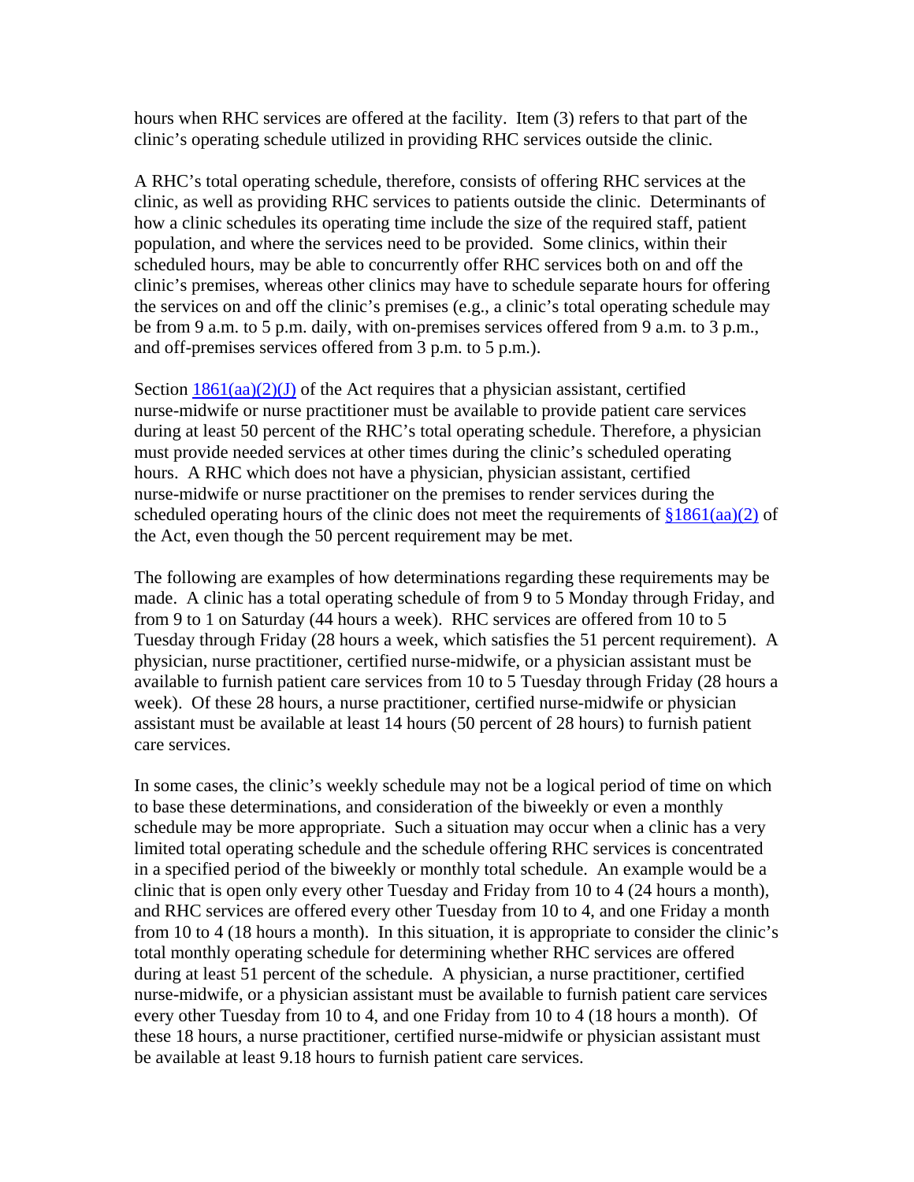hours when RHC services are offered at the facility. Item (3) refers to that part of the clinic's operating schedule utilized in providing RHC services outside the clinic.

A RHC's total operating schedule, therefore, consists of offering RHC services at the clinic, as well as providing RHC services to patients outside the clinic. Determinants of how a clinic schedules its operating time include the size of the required staff, patient population, and where the services need to be provided. Some clinics, within their scheduled hours, may be able to concurrently offer RHC services both on and off the clinic's premises, whereas other clinics may have to schedule separate hours for offering the services on and off the clinic's premises (e.g., a clinic's total operating schedule may be from 9 a.m. to 5 p.m. daily, with on-premises services offered from 9 a.m. to 3 p.m., and off-premises services offered from 3 p.m. to 5 p.m.).

Section 1861(aa)(2)(J) of the Act requires that a physician assistant, certified nurse-midwife or nurse practitioner must be available to provide patient care services during at least 50 percent of the RHC's total operating schedule. Therefore, a physician must provide needed services at other times during the clinic's scheduled operating hours. A RHC which does not have a physician, physician assistant, certified nurse-midwife or nurse practitioner on the premises to render services during the scheduled operating hours of the clinic does not meet the requirements of §1861(aa)(2) of the Act, even though the 50 percent requirement may be met.

The following are examples of how determinations regarding these requirements may be made. A clinic has a total operating schedule of from 9 to 5 Monday through Friday, and from 9 to 1 on Saturday (44 hours a week). RHC services are offered from 10 to 5 Tuesday through Friday (28 hours a week, which satisfies the 51 percent requirement). A physician, nurse practitioner, certified nurse-midwife, or a physician assistant must be available to furnish patient care services from 10 to 5 Tuesday through Friday (28 hours a week). Of these 28 hours, a nurse practitioner, certified nurse-midwife or physician assistant must be available at least 14 hours (50 percent of 28 hours) to furnish patient care services.

In some cases, the clinic's weekly schedule may not be a logical period of time on which to base these determinations, and consideration of the biweekly or even a monthly schedule may be more appropriate. Such a situation may occur when a clinic has a very limited total operating schedule and the schedule offering RHC services is concentrated in a specified period of the biweekly or monthly total schedule. An example would be a clinic that is open only every other Tuesday and Friday from 10 to 4 (24 hours a month), and RHC services are offered every other Tuesday from 10 to 4, and one Friday a month from 10 to 4 (18 hours a month). In this situation, it is appropriate to consider the clinic's total monthly operating schedule for determining whether RHC services are offered during at least 51 percent of the schedule. A physician, a nurse practitioner, certified nurse-midwife, or a physician assistant must be available to furnish patient care services every other Tuesday from 10 to 4, and one Friday from 10 to 4 (18 hours a month). Of these 18 hours, a nurse practitioner, certified nurse-midwife or physician assistant must be available at least 9.18 hours to furnish patient care services.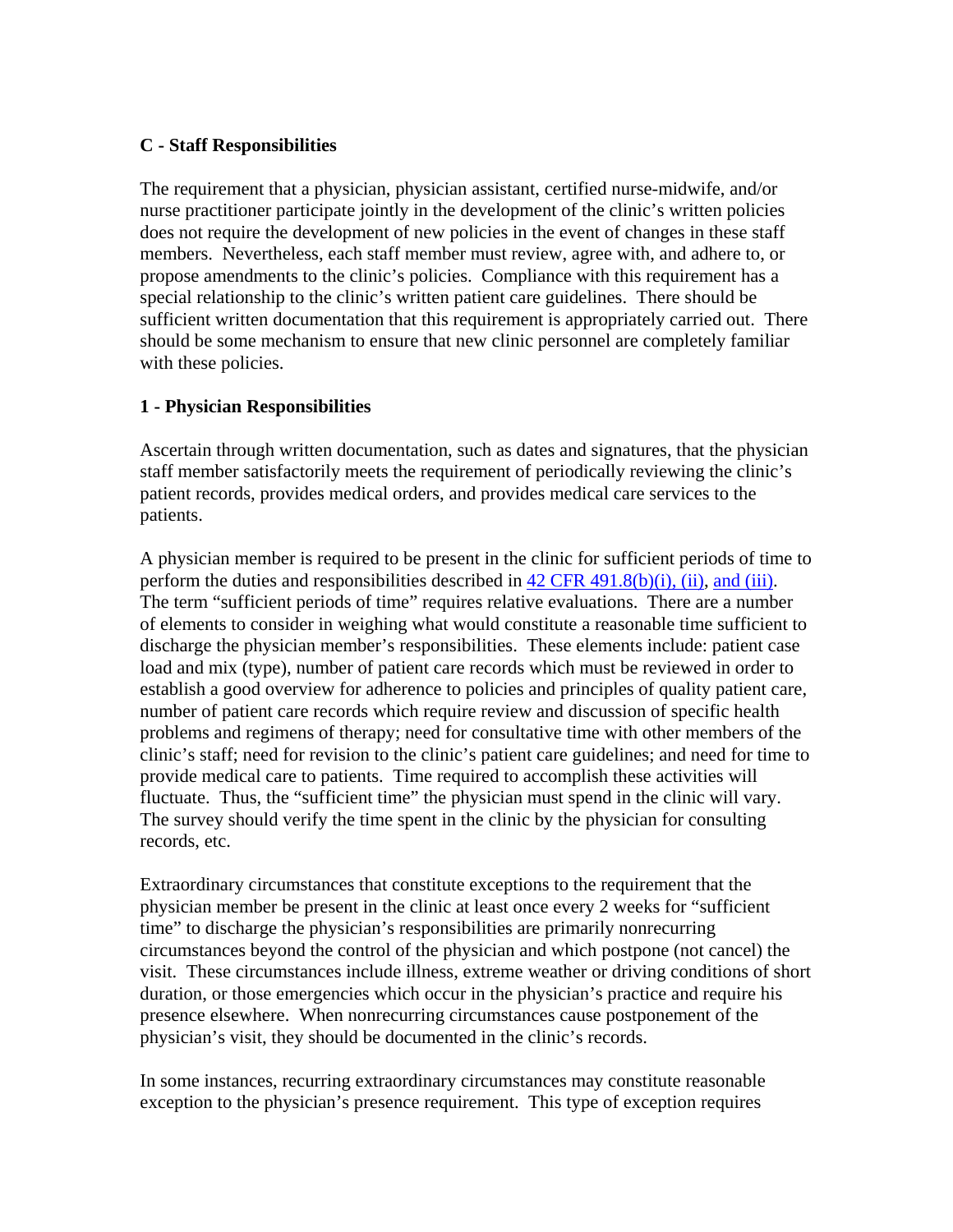**C - Staff Responsibilities**

The requirement that a physician, physician assistant, certified nurse-midwife, and/or nurse practitioner participate jointly in the development of the clinic's written policies does not require the development of new policies in the event of changes in these staff members. Nevertheless, each staff member must review, agree with, and adhere to, or propose amendments to the clinic's policies. Compliance with this requirement has a special relationship to the clinic's written patient care guidelines. There should be sufficient written documentation that this requirement is appropriately carried out. There should be some mechanism to ensure that new clinic personnel are completely familiar with these policies.

**1 - Physician Responsibilities**

Ascertain through written documentation, such as dates and signatures, that the physician staff member satisfactorily meets the requirement of periodically reviewing the clinic's patient records, provides medical orders, and provides medical care services to the patients.

A physician member is required to be present in the clinic for sufficient periods of time to perform the duties and responsibilities described in 42 CFR 491.8(b)(i), (ii), and (iii). The term "sufficient periods of time" requires relative evaluations. There are a number of elements to consider in weighing what would constitute a reasonable time sufficient to discharge the physician member's responsibilities. These elements include: patient case load and mix (type), number of patient care records which must be reviewed in order to establish a good overview for adherence to policies and principles of quality patient care, number of patient care records which require review and discussion of specific health problems and regimens of therapy; need for consultative time with other members of the clinic's staff; need for revision to the clinic's patient care guidelines; and need for time to provide medical care to patients. Time required to accomplish these activities will fluctuate. Thus, the "sufficient time" the physician must spend in the clinic will vary. The survey should verify the time spent in the clinic by the physician for consulting records, etc.

Extraordinary circumstances that constitute exceptions to the requirement that the physician member be present in the clinic at least once every 2 weeks for "sufficient time" to discharge the physician's responsibilities are primarily nonrecurring circumstances beyond the control of the physician and which postpone (not cancel) the visit. These circumstances include illness, extreme weather or driving conditions of short duration, or those emergencies which occur in the physician's practice and require his presence elsewhere. When nonrecurring circumstances cause postponement of the physician's visit, they should be documented in the clinic's records.

In some instances, recurring extraordinary circumstances may constitute reasonable exception to the physician's presence requirement. This type of exception requires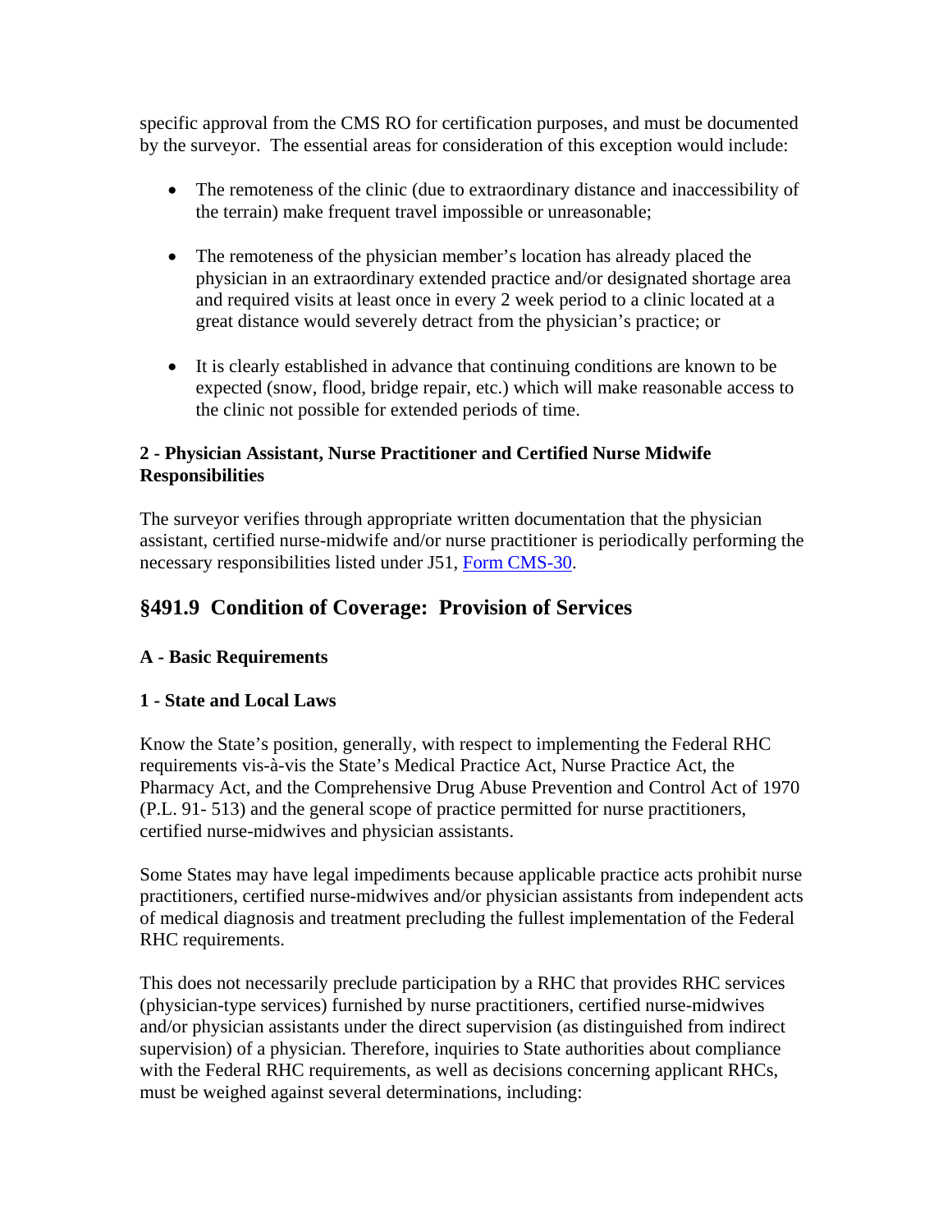specific approval from the CMS RO for certification purposes, and must be documented by the surveyor. The essential areas for consideration of this exception would include:

- The remoteness of the clinic (due to extraordinary distance and inaccessibility of the terrain) make frequent travel impossible or unreasonable;
- The remoteness of the physician member's location has already placed the physician in an extraordinary extended practice and/or designated shortage area and required visits at least once in every 2 week period to a clinic located at a great distance would severely detract from the physician's practice; or
- It is clearly established in advance that continuing conditions are known to be expected (snow, flood, bridge repair, etc.) which will make reasonable access to the clinic not possible for extended periods of time.

**2 - Physician Assistant, Nurse Practitioner and Certified Nurse Midwife Responsibilities**

The surveyor verifies through appropriate written documentation that the physician assistant, certified nurse-midwife and/or nurse practitioner is periodically performing the necessary responsibilities listed under J51, Form CMS-30.

## §491.9 Condition of Coverage: Provision of Services

**A - Basic Requirements**

**1 - State and Local Laws**

Know the State's position, generally, with respect to implementing the Federal RHC requirements vis-à-vis the State's Medical Practice Act, Nurse Practice Act, the Pharmacy Act, and the Comprehensive Drug Abuse Prevention and Control Act of 1970 (P.L. 91- 513) and the general scope of practice permitted for nurse practitioners, certified nurse-midwives and physician assistants.

Some States may have legal impediments because applicable practice acts prohibit nurse practitioners, certified nurse-midwives and/or physician assistants from independent acts of medical diagnosis and treatment precluding the fullest implementation of the Federal RHC requirements.

This does not necessarily preclude participation by a RHC that provides RHC services (physician-type services) furnished by nurse practitioners, certified nurse-midwives and/or physician assistants under the direct supervision (as distinguished from indirect supervision) of a physician. Therefore, inquiries to State authorities about compliance with the Federal RHC requirements, as well as decisions concerning applicant RHCs, must be weighed against several determinations, including: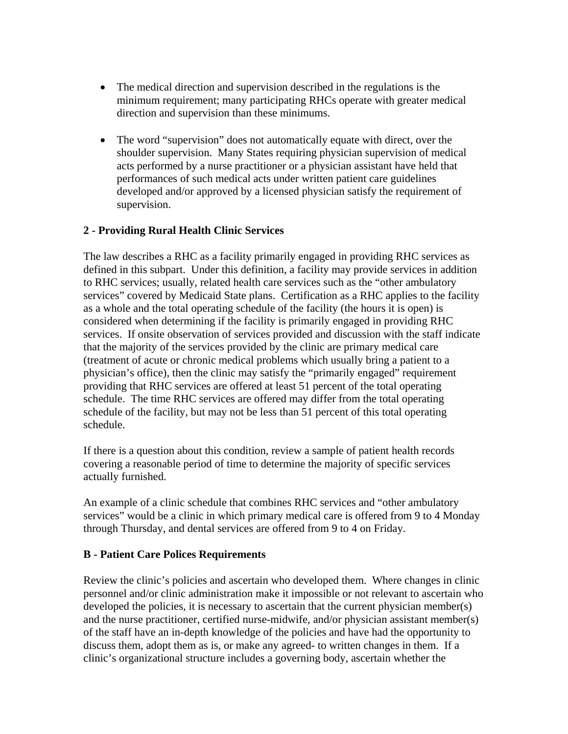- The medical direction and supervision described in the regulations is the minimum requirement; many participating RHCs operate with greater medical direction and supervision than these minimums.

- The word "supervision" does not automatically equate with direct, over the shoulder supervision. Many States requiring physician supervision of medical acts performed by a nurse practitioner or a physician assistant have held that performances of such medical acts under written patient care guidelines developed and/or approved by a licensed physician satisfy the requirement of supervision.

**2 - Providing Rural Health Clinic Services**

The law describes a RHC as a facility primarily engaged in providing RHC services as defined in this subpart. Under this definition, a facility may provide services in addition to RHC services; usually, related health care services such as the "other ambulatory services" covered by Medicaid State plans. Certification as a RHC applies to the facility as a whole and the total operating schedule of the facility (the hours it is open) is considered when determining if the facility is primarily engaged in providing RHC services. If onsite observation of services provided and discussion with the staff indicate that the majority of the services provided by the clinic are primary medical care (treatment of acute or chronic medical problems which usually bring a patient to a physician's office), then the clinic may satisfy the "primarily engaged" requirement providing that RHC services are offered at least 51 percent of the total operating schedule. The time RHC services are offered may differ from the total operating schedule of the facility, but may not be less than 51 percent of this total operating schedule.

If there is a question about this condition, review a sample of patient health records covering a reasonable period of time to determine the majority of specific services actually furnished.

An example of a clinic schedule that combines RHC services and "other ambulatory services" would be a clinic in which primary medical care is offered from 9 to 4 Monday through Thursday, and dental services are offered from 9 to 4 on Friday.

**B - Patient Care Polices Requirements**

Review the clinic's policies and ascertain who developed them. Where changes in clinic personnel and/or clinic administration make it impossible or not relevant to ascertain who developed the policies, it is necessary to ascertain that the current physician member(s) and the nurse practitioner, certified nurse-midwife, and/or physician assistant member(s) of the staff have an in-depth knowledge of the policies and have had the opportunity to discuss them, adopt them as is, or make any agreed- to written changes in them. If a clinic's organizational structure includes a governing body, ascertain whether the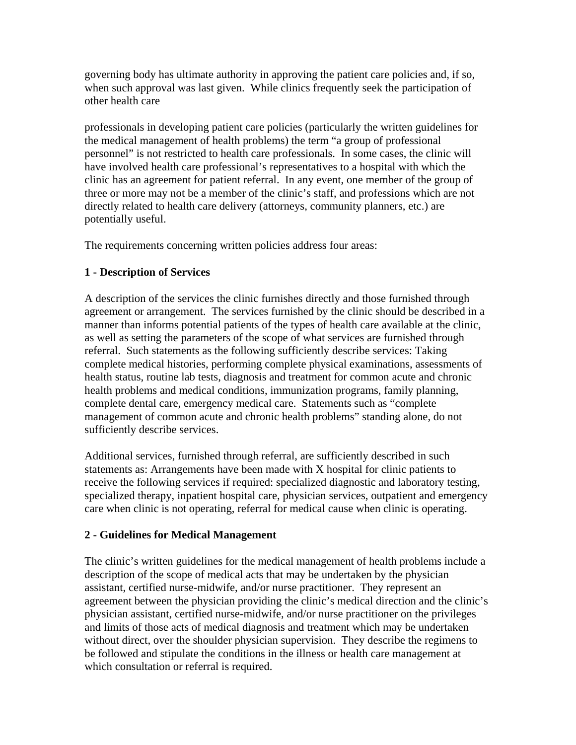governing body has ultimate authority in approving the patient care policies and, if so, when such approval was last given. While clinics frequently seek the participation of other health care

professionals in developing patient care policies (particularly the written guidelines for the medical management of health problems) the term "a group of professional personnel" is not restricted to health care professionals. In some cases, the clinic will have involved health care professional's representatives to a hospital with which the clinic has an agreement for patient referral. In any event, one member of the group of three or more may not be a member of the clinic's staff, and professions which are not directly related to health care delivery (attorneys, community planners, etc.) are potentially useful.

The requirements concerning written policies address four areas:

**1 - Description of Services**

A description of the services the clinic furnishes directly and those furnished through agreement or arrangement. The services furnished by the clinic should be described in a manner than informs potential patients of the types of health care available at the clinic, as well as setting the parameters of the scope of what services are furnished through referral. Such statements as the following sufficiently describe services: Taking complete medical histories, performing complete physical examinations, assessments of health status, routine lab tests, diagnosis and treatment for common acute and chronic health problems and medical conditions, immunization programs, family planning, complete dental care, emergency medical care. Statements such as "complete management of common acute and chronic health problems" standing alone, do not sufficiently describe services.

Additional services, furnished through referral, are sufficiently described in such statements as: Arrangements have been made with X hospital for clinic patients to receive the following services if required: specialized diagnostic and laboratory testing, specialized therapy, inpatient hospital care, physician services, outpatient and emergency care when clinic is not operating, referral for medical cause when clinic is operating.

**2 - Guidelines for Medical Management**

The clinic's written guidelines for the medical management of health problems include a description of the scope of medical acts that may be undertaken by the physician assistant, certified nurse-midwife, and/or nurse practitioner. They represent an agreement between the physician providing the clinic's medical direction and the clinic's physician assistant, certified nurse-midwife, and/or nurse practitioner on the privileges and limits of those acts of medical diagnosis and treatment which may be undertaken without direct, over the shoulder physician supervision. They describe the regimens to be followed and stipulate the conditions in the illness or health care management at which consultation or referral is required.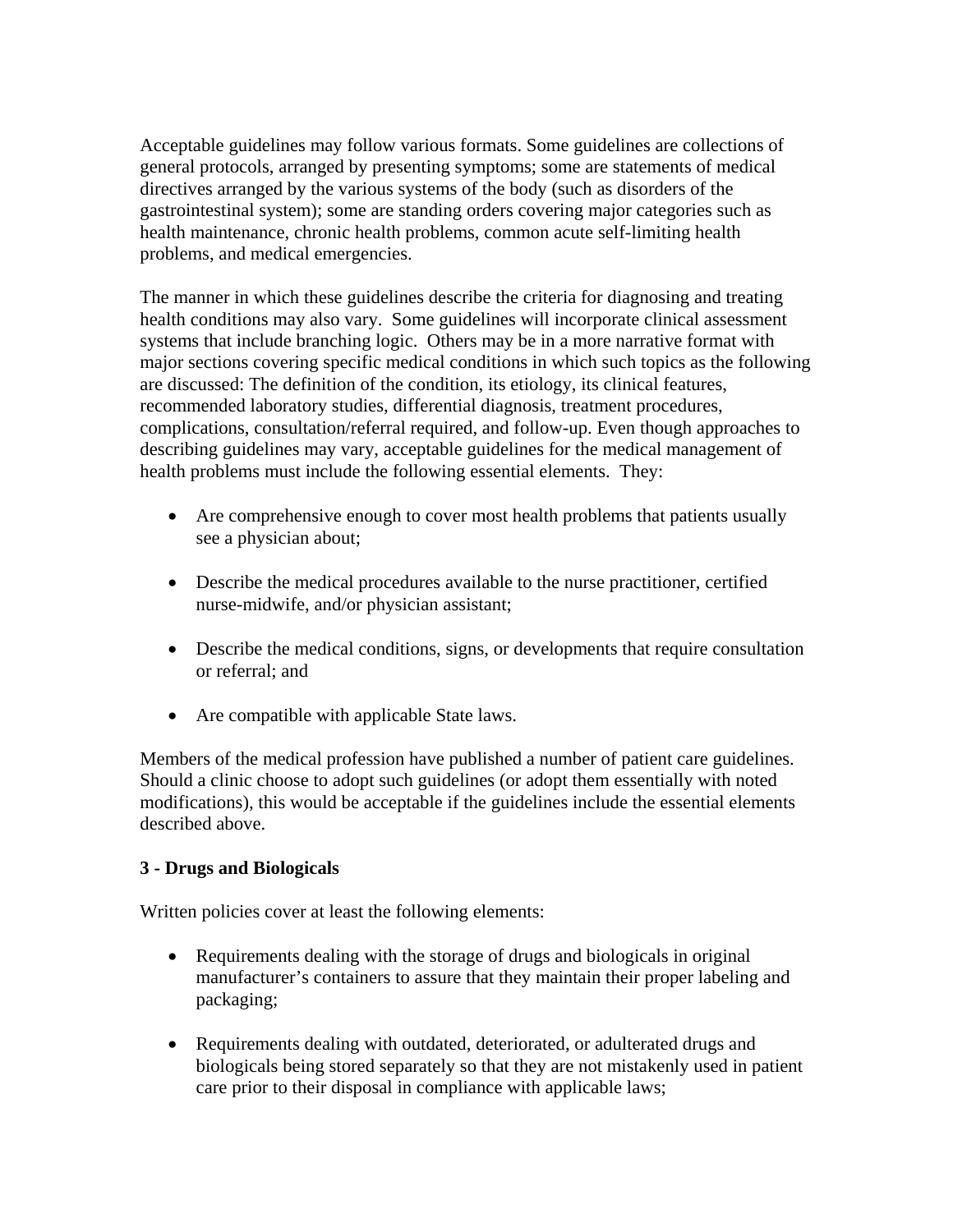Acceptable guidelines may follow various formats. Some guidelines are collections of general protocols, arranged by presenting symptoms; some are statements of medical directives arranged by the various systems of the body (such as disorders of the gastrointestinal system); some are standing orders covering major categories such as health maintenance, chronic health problems, common acute self-limiting health problems, and medical emergencies.

The manner in which these guidelines describe the criteria for diagnosing and treating health conditions may also vary. Some guidelines will incorporate clinical assessment systems that include branching logic. Others may be in a more narrative format with major sections covering specific medical conditions in which such topics as the following are discussed: The definition of the condition, its etiology, its clinical features, recommended laboratory studies, differential diagnosis, treatment procedures, complications, consultation/referral required, and follow-up. Even though approaches to describing guidelines may vary, acceptable guidelines for the medical management of health problems must include the following essential elements. They:

- Are comprehensive enough to cover most health problems that patients usually see a physician about;
- Describe the medical procedures available to the nurse practitioner, certified nurse-midwife, and/or physician assistant;
- Describe the medical conditions, signs, or developments that require consultation or referral; and
- Are compatible with applicable State laws.

Members of the medical profession have published a number of patient care guidelines. Should a clinic choose to adopt such guidelines (or adopt them essentially with noted modifications), this would be acceptable if the guidelines include the essential elements described above.

**3 - Drugs and Biologicals**

Written policies cover at least the following elements:

- Requirements dealing with the storage of drugs and biologicals in original manufacturer's containers to assure that they maintain their proper labeling and packaging;
- Requirements dealing with outdated, deteriorated, or adulterated drugs and biologicals being stored separately so that they are not mistakenly used in patient care prior to their disposal in compliance with applicable laws;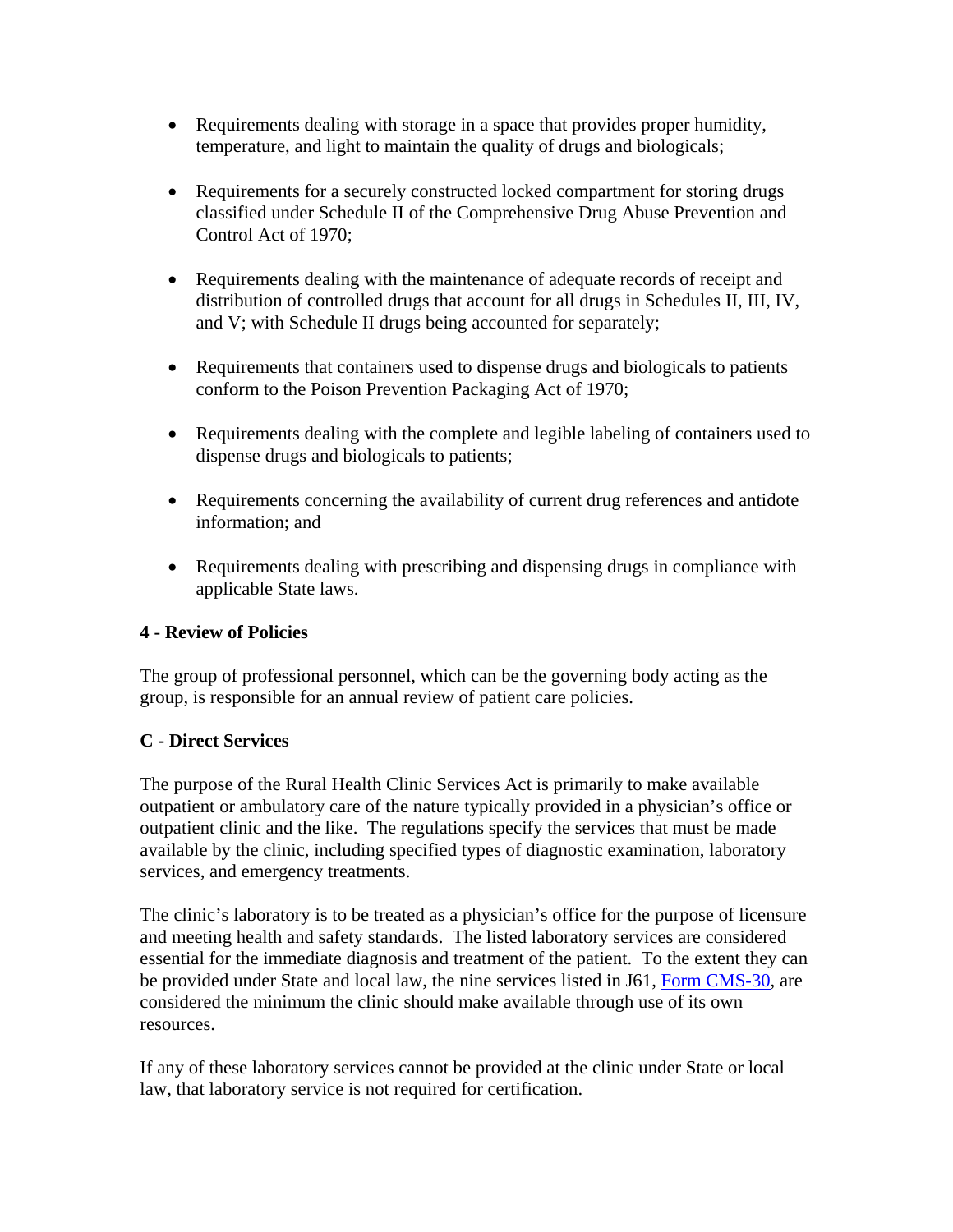- Requirements dealing with storage in a space that provides proper humidity, temperature, and light to maintain the quality of drugs and biologicals;

- Requirements for a securely constructed locked compartment for storing drugs classified under Schedule II of the Comprehensive Drug Abuse Prevention and Control Act of 1970;

- Requirements dealing with the maintenance of adequate records of receipt and distribution of controlled drugs that account for all drugs in Schedules II, III, IV, and V; with Schedule II drugs being accounted for separately;

- Requirements that containers used to dispense drugs and biologicals to patients conform to the Poison Prevention Packaging Act of 1970;

- Requirements dealing with the complete and legible labeling of containers used to dispense drugs and biologicals to patients;

- Requirements concerning the availability of current drug references and antidote information; and

- Requirements dealing with prescribing and dispensing drugs in compliance with applicable State laws.

**4 - Review of Policies**

The group of professional personnel, which can be the governing body acting as the group, is responsible for an annual review of patient care policies.

**C - Direct Services**

The purpose of the Rural Health Clinic Services Act is primarily to make available outpatient or ambulatory care of the nature typically provided in a physician's office or outpatient clinic and the like. The regulations specify the services that must be made available by the clinic, including specified types of diagnostic examination, laboratory services, and emergency treatments.

The clinic's laboratory is to be treated as a physician's office for the purpose of licensure and meeting health and safety standards. The listed laboratory services are considered essential for the immediate diagnosis and treatment of the patient. To the extent they can be provided under State and local law, the nine services listed in J61, Form CMS-30, are considered the minimum the clinic should make available through use of its own resources.

If any of these laboratory services cannot be provided at the clinic under State or local law, that laboratory service is not required for certification.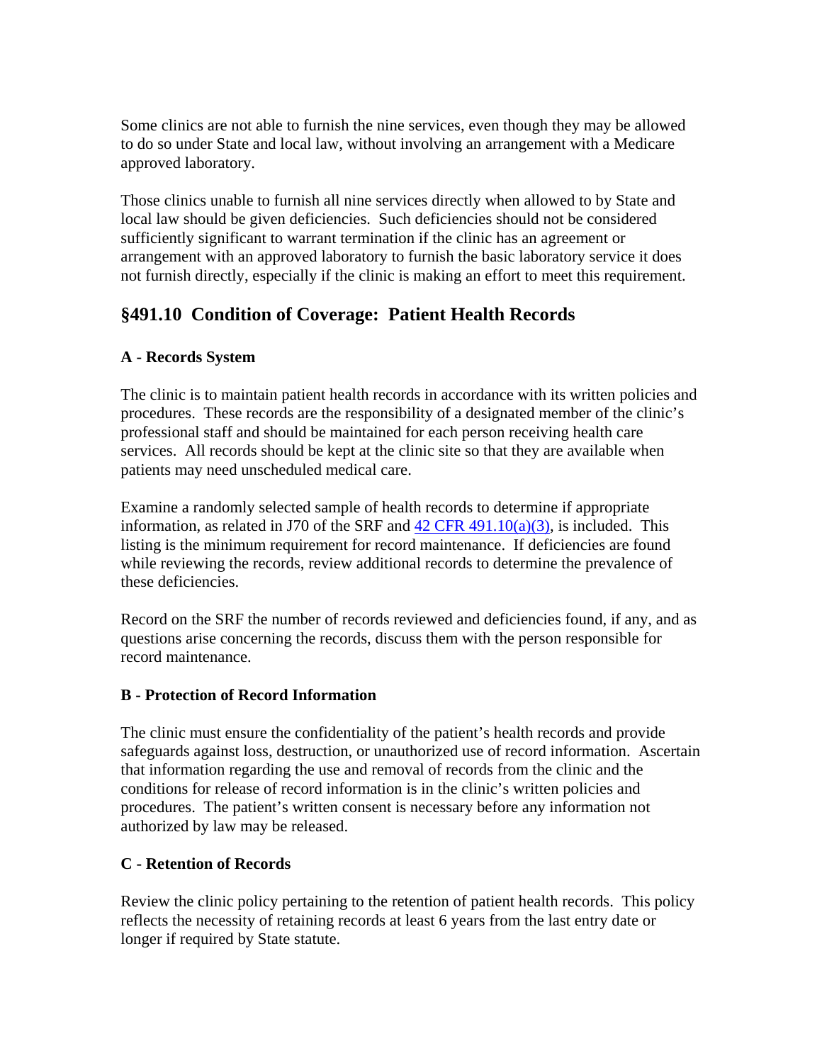Some clinics are not able to furnish the nine services, even though they may be allowed to do so under State and local law, without involving an arrangement with a Medicare approved laboratory.

Those clinics unable to furnish all nine services directly when allowed to by State and local law should be given deficiencies. Such deficiencies should not be considered sufficiently significant to warrant termination if the clinic has an agreement or arrangement with an approved laboratory to furnish the basic laboratory service it does not furnish directly, especially if the clinic is making an effort to meet this requirement.

## §491.10 Condition of Coverage: Patient Health Records

### A - Records System

The clinic is to maintain patient health records in accordance with its written policies and procedures. These records are the responsibility of a designated member of the clinic's professional staff and should be maintained for each person receiving health care services. All records should be kept at the clinic site so that they are available when patients may need unscheduled medical care.

Examine a randomly selected sample of health records to determine if appropriate information, as related in J70 of the SRF and 42 CFR 491.10(a)(3), is included. This listing is the minimum requirement for record maintenance. If deficiencies are found while reviewing the records, review additional records to determine the prevalence of these deficiencies.

Record on the SRF the number of records reviewed and deficiencies found, if any, and as questions arise concerning the records, discuss them with the person responsible for record maintenance.

### B - Protection of Record Information

The clinic must ensure the confidentiality of the patient's health records and provide safeguards against loss, destruction, or unauthorized use of record information. Ascertain that information regarding the use and removal of records from the clinic and the conditions for release of record information is in the clinic's written policies and procedures. The patient's written consent is necessary before any information not authorized by law may be released.

### C - Retention of Records

Review the clinic policy pertaining to the retention of patient health records. This policy reflects the necessity of retaining records at least 6 years from the last entry date or longer if required by State statute.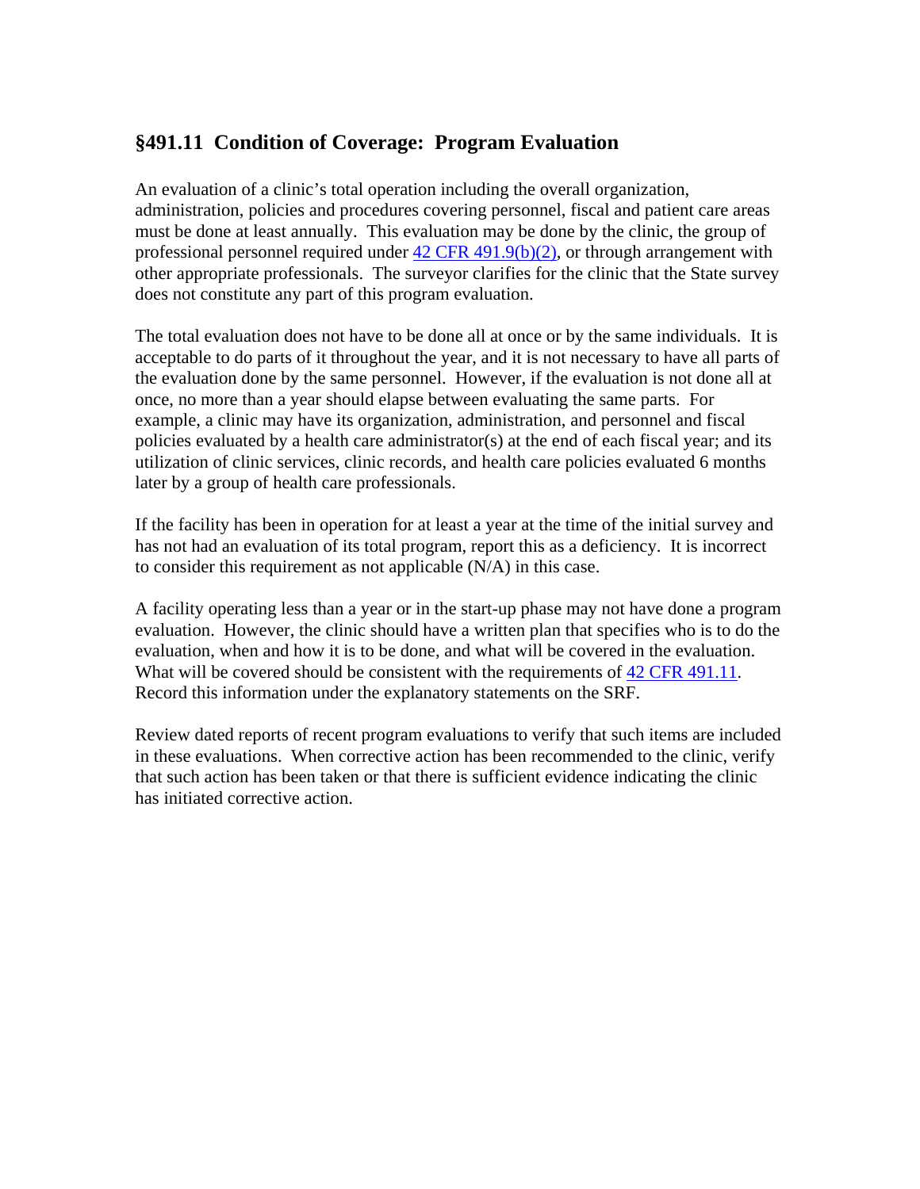## §491.11 Condition of Coverage: Program Evaluation

An evaluation of a clinic's total operation including the overall organization, administration, policies and procedures covering personnel, fiscal and patient care areas must be done at least annually. This evaluation may be done by the clinic, the group of professional personnel required under [42 CFR 491.9(b)(2)](), or through arrangement with other appropriate professionals. The surveyor clarifies for the clinic that the State survey does not constitute any part of this program evaluation.

The total evaluation does not have to be done all at once or by the same individuals. It is acceptable to do parts of it throughout the year, and it is not necessary to have all parts of the evaluation done by the same personnel. However, if the evaluation is not done all at once, no more than a year should elapse between evaluating the same parts. For example, a clinic may have its organization, administration, and personnel and fiscal policies evaluated by a health care administrator(s) at the end of each fiscal year; and its utilization of clinic services, clinic records, and health care policies evaluated 6 months later by a group of health care professionals.

If the facility has been in operation for at least a year at the time of the initial survey and has not had an evaluation of its total program, report this as a deficiency. It is incorrect to consider this requirement as not applicable (N/A) in this case.

A facility operating less than a year or in the start-up phase may not have done a program evaluation. However, the clinic should have a written plan that specifies who is to do the evaluation, when and how it is to be done, and what will be covered in the evaluation. What will be covered should be consistent with the requirements of [42 CFR 491.11](). Record this information under the explanatory statements on the SRF.

Review dated reports of recent program evaluations to verify that such items are included in these evaluations. When corrective action has been recommended to the clinic, verify that such action has been taken or that there is sufficient evidence indicating the clinic has initiated corrective action.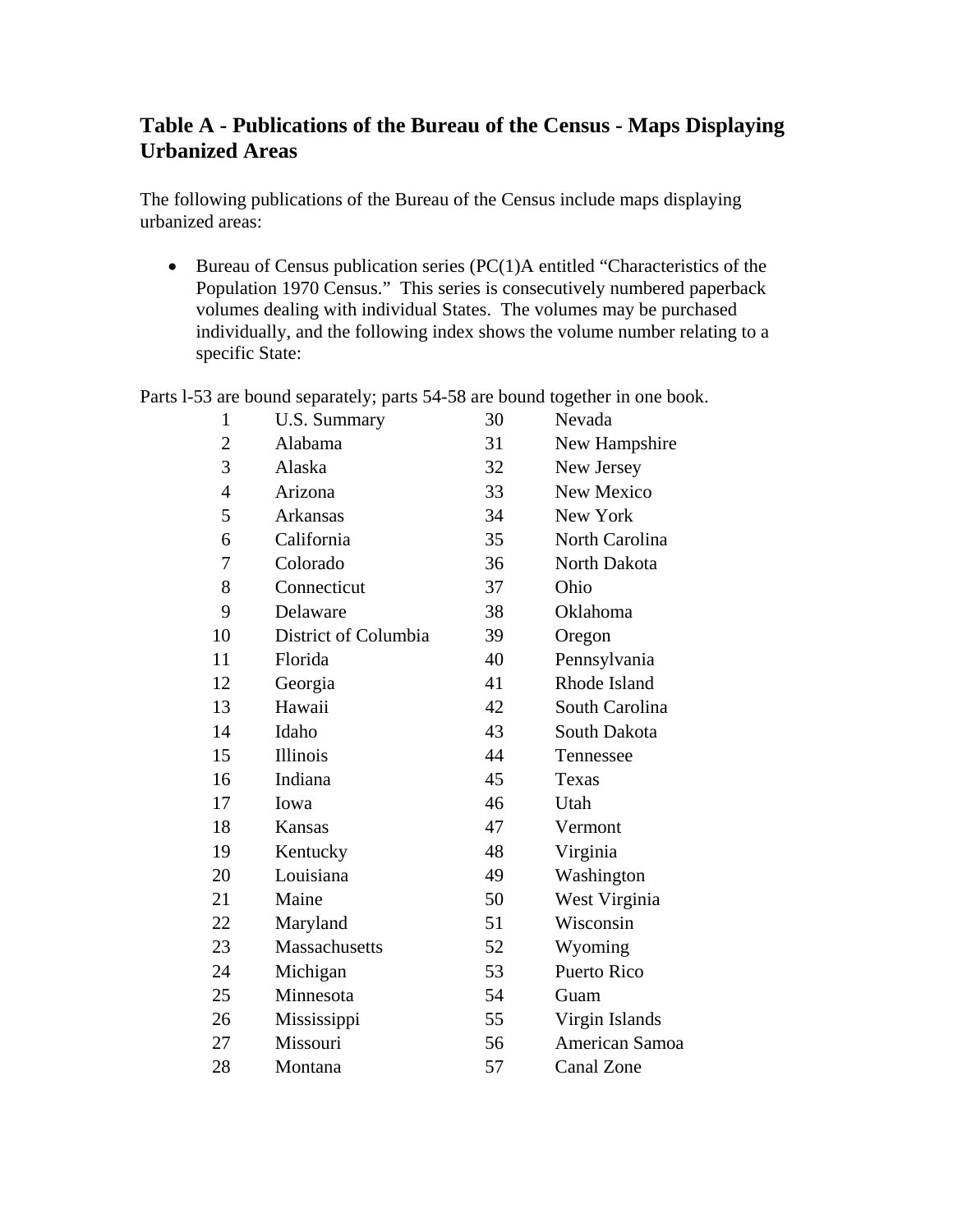## Table A - Publications of the Bureau of the Census - Maps Displaying Urbanized Areas

The following publications of the Bureau of the Census include maps displaying urbanized areas:

- Bureau of Census publication series (PC(1)A entitled "Characteristics of the Population 1970 Census." This series is consecutively numbered paperback volumes dealing with individual States. The volumes may be purchased individually, and the following index shows the volume number relating to a specific State:

Parts l-53 are bound separately; parts 54-58 are bound together in one book.

| | | | |
|---|---|---|---|
| 1 | U.S. Summary | 30 | Nevada |
| 2 | Alabama | 31 | New Hampshire |
| 3 | Alaska | 32 | New Jersey |
| 4 | Arizona | 33 | New Mexico |
| 5 | Arkansas | 34 | New York |
| 6 | California | 35 | North Carolina |
| 7 | Colorado | 36 | North Dakota |
| 8 | Connecticut | 37 | Ohio |
| 9 | Delaware | 38 | Oklahoma |
| 10 | District of Columbia | 39 | Oregon |
| 11 | Florida | 40 | Pennsylvania |
| 12 | Georgia | 41 | Rhode Island |
| 13 | Hawaii | 42 | South Carolina |
| 14 | Idaho | 43 | South Dakota |
| 15 | Illinois | 44 | Tennessee |
| 16 | Indiana | 45 | Texas |
| 17 | Iowa | 46 | Utah |
| 18 | Kansas | 47 | Vermont |
| 19 | Kentucky | 48 | Virginia |
| 20 | Louisiana | 49 | Washington |
| 21 | Maine | 50 | West Virginia |
| 22 | Maryland | 51 | Wisconsin |
| 23 | Massachusetts | 52 | Wyoming |
| 24 | Michigan | 53 | Puerto Rico |
| 25 | Minnesota | 54 | Guam |
| 26 | Mississippi | 55 | Virgin Islands |
| 27 | Missouri | 56 | American Samoa |
| 28 | Montana | 57 | Canal Zone |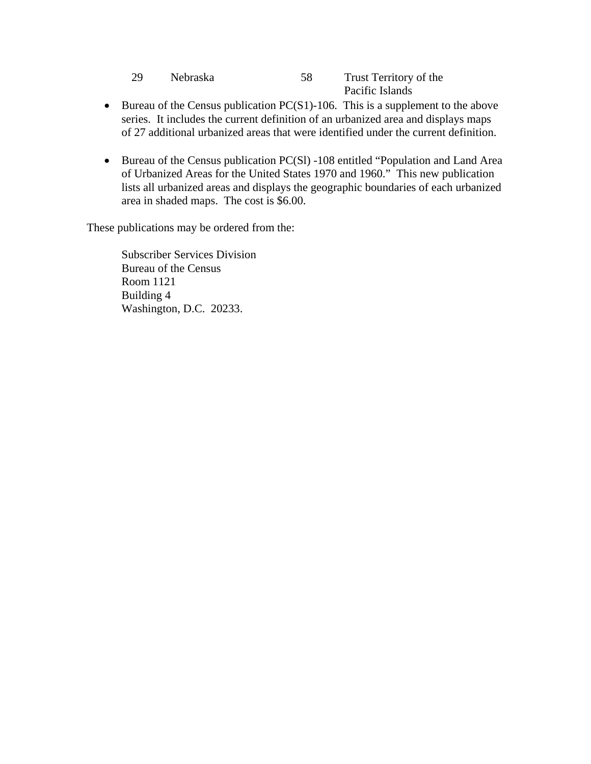| 29 | Nebraska | 58 | Trust Territory of the Pacific Islands |
|---|---|---|---|

- Bureau of the Census publication PC(S1)-106. This is a supplement to the above series. It includes the current definition of an urbanized area and displays maps of 27 additional urbanized areas that were identified under the current definition.

- Bureau of the Census publication PC(Sl) -108 entitled "Population and Land Area of Urbanized Areas for the United States 1970 and 1960." This new publication lists all urbanized areas and displays the geographic boundaries of each urbanized area in shaded maps. The cost is $6.00.

These publications may be ordered from the:

Subscriber Services Division
Bureau of the Census
Room 1121
Building 4
Washington, D.C. 20233.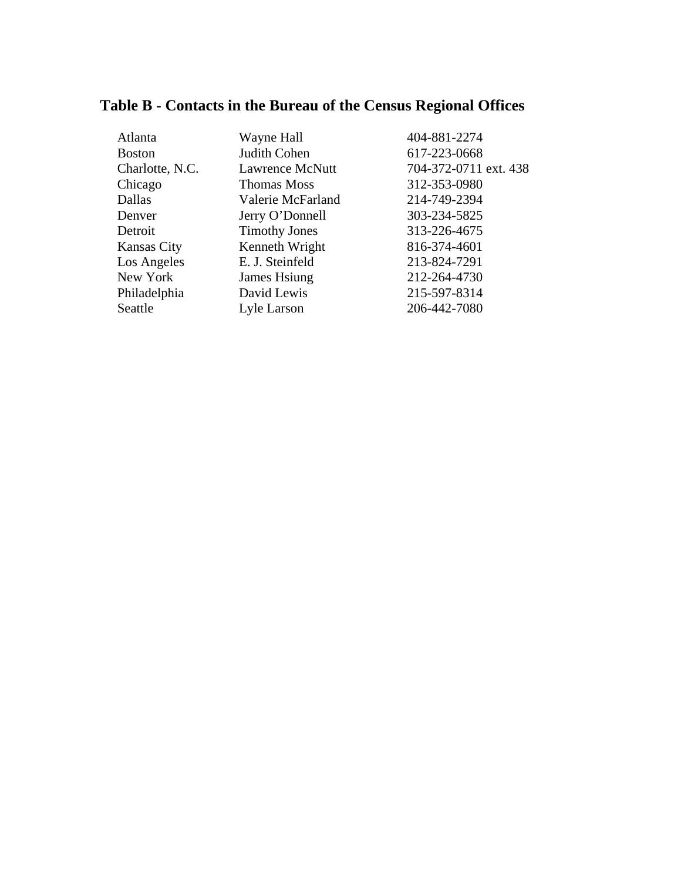## Table B - Contacts in the Bureau of the Census Regional Offices

| | | |
|---|---|---|
| Atlanta | Wayne Hall | 404-881-2274 |
| Boston | Judith Cohen | 617-223-0668 |
| Charlotte, N.C. | Lawrence McNutt | 704-372-0711 ext. 438 |
| Chicago | Thomas Moss | 312-353-0980 |
| Dallas | Valerie McFarland | 214-749-2394 |
| Denver | Jerry O’Donnell | 303-234-5825 |
| Detroit | Timothy Jones | 313-226-4675 |
| Kansas City | Kenneth Wright | 816-374-4601 |
| Los Angeles | E. J. Steinfeld | 213-824-7291 |
| New York | James Hsiung | 212-264-4730 |
| Philadelphia | David Lewis | 215-597-8314 |
| Seattle | Lyle Larson | 206-442-7080 |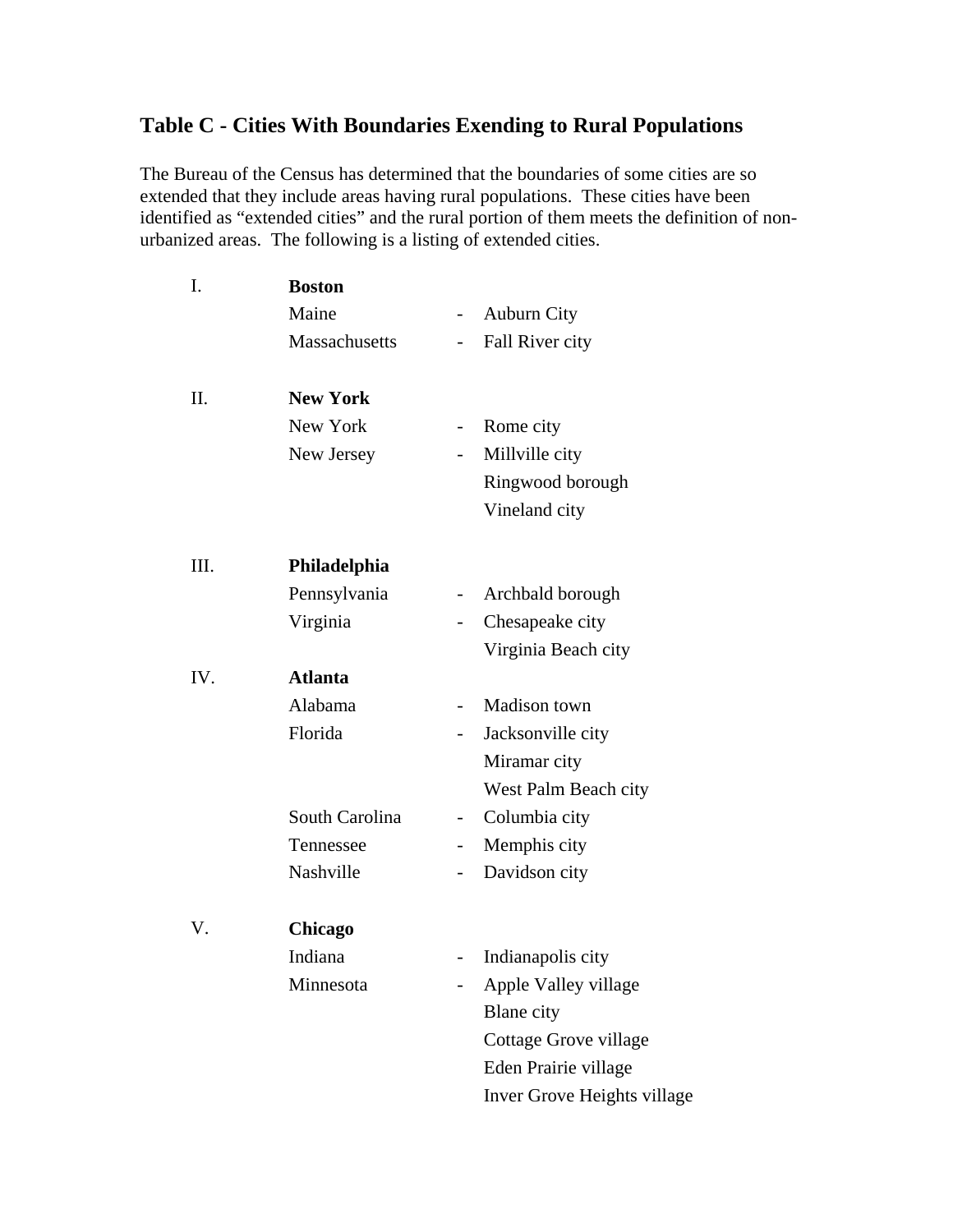## Table C - Cities With Boundaries Exending to Rural Populations

The Bureau of the Census has determined that the boundaries of some cities are so extended that they include areas having rural populations. These cities have been identified as "extended cities" and the rural portion of them meets the definition of non-urbanized areas. The following is a listing of extended cities.

| | | | |
|---|---|---|---|
| I. | **Boston** | | |
| | Maine | - | Auburn City |
| | Massachusetts | - | Fall River city |
| II. | **New York** | | |
| | New York | - | Rome city |
| | New Jersey | - | Millville city |
| | | | Ringwood borough |
| | | | Vineland city |
| III. | **Philadelphia** | | |
| | Pennsylvania | - | Archbald borough |
| | Virginia | - | Chesapeake city |
| | | | Virginia Beach city |
| IV. | **Atlanta** | | |
| | Alabama | - | Madison town |
| | Florida | - | Jacksonville city |
| | | | Miramar city |
| | | | West Palm Beach city |
| | South Carolina | - | Columbia city |
| | Tennessee | - | Memphis city |
| | Nashville | - | Davidson city |
| V. | **Chicago** | | |
| | Indiana | - | Indianapolis city |
| | Minnesota | - | Apple Valley village |
| | | | Blane city |
| | | | Cottage Grove village |
| | | | Eden Prairie village |
| | | | Inver Grove Heights village |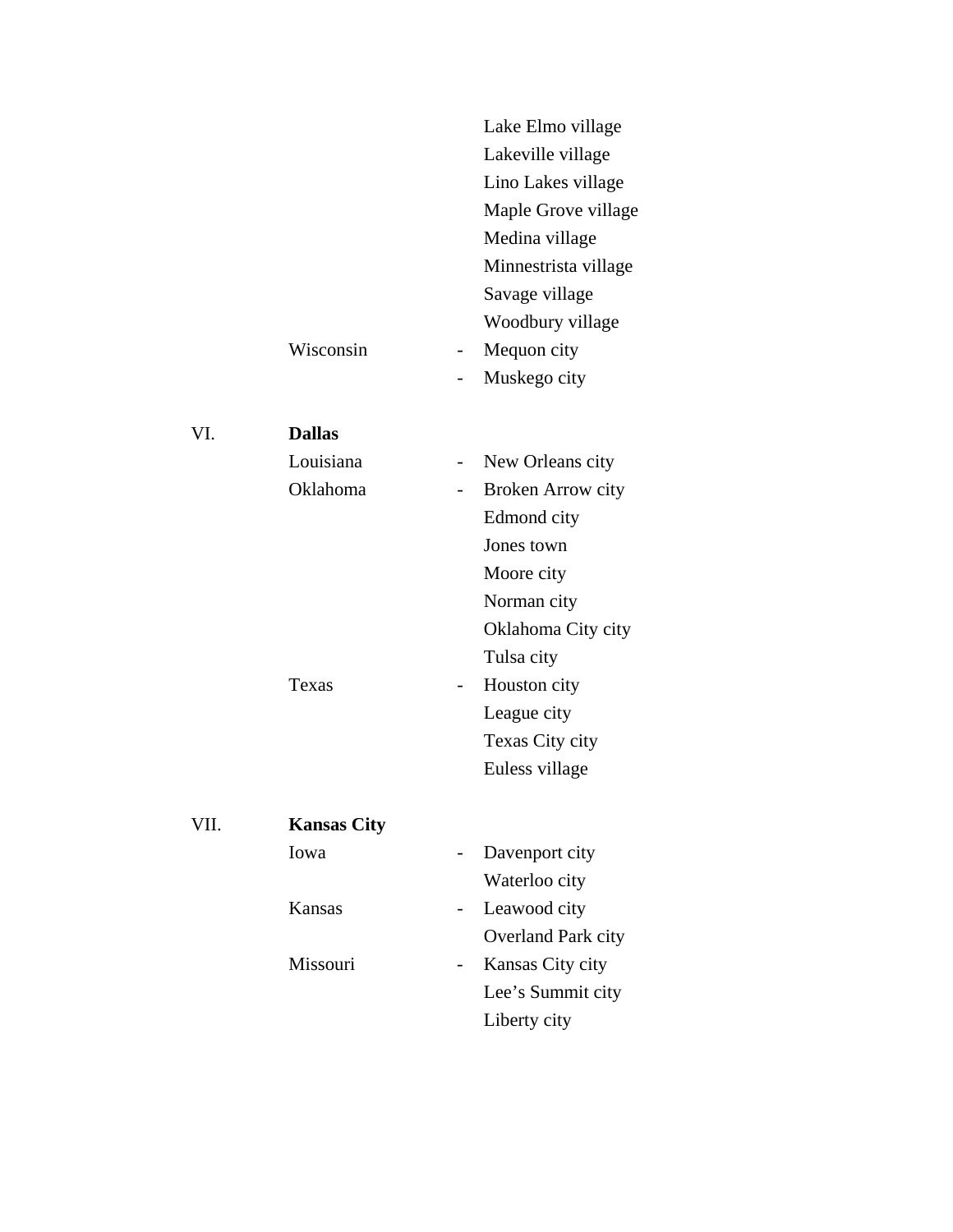| | | | |
|---|---|---|---|
| | | | Lake Elmo village |
| | | | Lakeville village |
| | | | Lino Lakes village |
| | | | Maple Grove village |
| | | | Medina village |
| | | | Minnestrista village |
| | | | Savage village |
| | | | Woodbury village |
| | Wisconsin | - | Mequon city |
| | | - | Muskego city |
| | | | |
| VI. | **Dallas** | | |
| | Louisiana | - | New Orleans city |
| | Oklahoma | - | Broken Arrow city |
| | | | Edmond city |
| | | | Jones town |
| | | | Moore city |
| | | | Norman city |
| | | | Oklahoma City city |
| | | | Tulsa city |
| | Texas | - | Houston city |
| | | | League city |
| | | | Texas City city |
| | | | Euless village |
| | | | |
| VII. | **Kansas City** | | |
| | Iowa | - | Davenport city |
| | | | Waterloo city |
| | Kansas | - | Leawood city |
| | | | Overland Park city |
| | Missouri | - | Kansas City city |
| | | | Lee's Summit city |
| | | | Liberty city |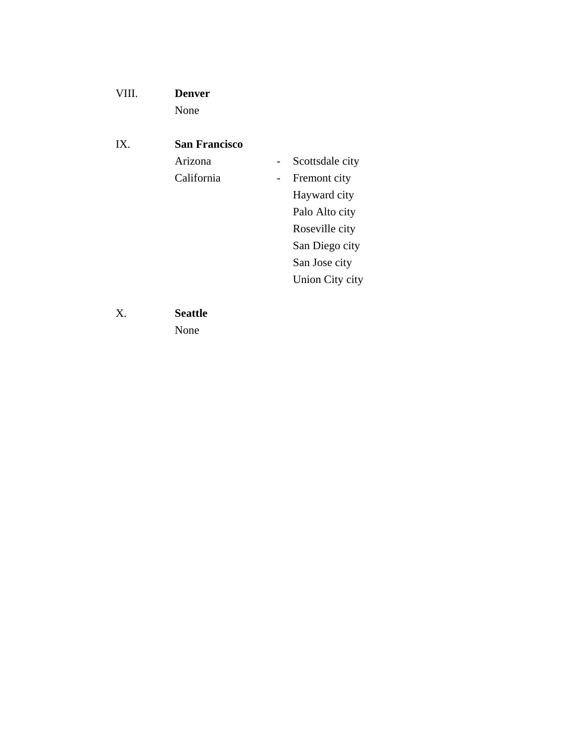VIII. **Denver**

None

IX. **San Francisco**

| | | |
|---|---|---|
| Arizona | - | Scottsdale city |
| California | - | Fremont city |
| | | Hayward city |
| | | Palo Alto city |
| | | Roseville city |
| | | San Diego city |
| | | San Jose city |
| | | Union City city |

X. **Seattle**

None